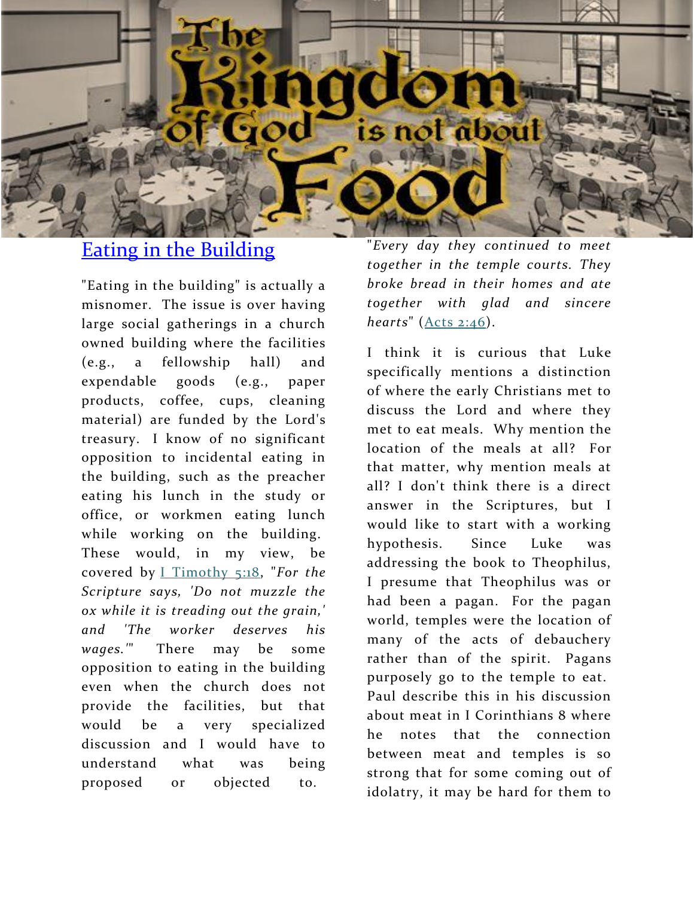# The Kingdom of God is not about Food

## Eating in the Building

"Eating in the building" is actually a misnomer. The issue is over having large social gatherings in a church owned building where the facilities (e.g., a fellowship hall) and expendable goods (e.g., paper products, coffee, cups, cleaning material) are funded by the Lord's treasury. I know of no significant opposition to incidental eating in the building, such as the preacher eating his lunch in the study or office, or workmen eating lunch while working on the building. These would, in my view, be covered by I Timothy 5:18, "*For the Scripture says, 'Do not muzzle the ox while it is treading out the grain,' and 'The worker deserves his wages.'*" There may be some opposition to eating in the building even when the church does not provide the facilities, but that would be a very specialized discussion and I would have to understand what was being proposed or objected to.

"*Every day they continued to meet together in the temple courts. They broke bread in their homes and ate together with glad and sincere hearts*" (Acts 2:46).

I think it is curious that Luke specifically mentions a distinction of where the early Christians met to discuss the Lord and where they met to eat meals. Why mention the location of the meals at all? For that matter, why mention meals at all? I don't think there is a direct answer in the Scriptures, but I would like to start with a working hypothesis. Since Luke was addressing the book to Theophilus, I presume that Theophilus was or had been a pagan. For the pagan world, temples were the location of many of the acts of debauchery rather than of the spirit. Pagans purposely go to the temple to eat. Paul describe this in his discussion about meat in I Corinthians 8 where he notes that the connection between meat and temples is so strong that for some coming out of idolatry, it may be hard for them to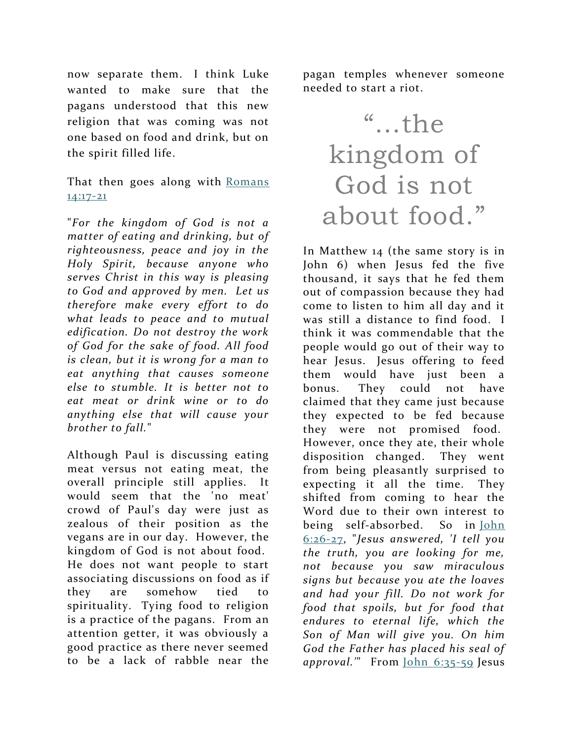now separate them. I think Luke wanted to make sure that the pagans understood that this new religion that was coming was not one based on food and drink, but on the spirit filled life.

That then goes along with [Romans 14:17-21](#)

"*For the kingdom of God is not a matter of eating and drinking, but of righteousness, peace and joy in the Holy Spirit, because anyone who serves Christ in this way is pleasing to God and approved by men. Let us therefore make every effort to do what leads to peace and to mutual edification. Do not destroy the work of God for the sake of food. All food is clean, but it is wrong for a man to eat anything that causes someone else to stumble. It is better not to eat meat or drink wine or to do anything else that will cause your brother to fall.*"

Although Paul is discussing eating meat versus not eating meat, the overall principle still applies. It would seem that the 'no meat' crowd of Paul's day were just as zealous of their position as the vegans are in our day. However, the kingdom of God is not about food. He does not want people to start associating discussions on food as if they are somehow tied to spirituality. Tying food to religion is a practice of the pagans. From an attention getter, it was obviously a good practice as there never seemed to be a lack of rabble near the pagan temples whenever someone needed to start a riot.

> "…the kingdom of God is not about food."

In Matthew 14 (the same story is in John 6) when Jesus fed the five thousand, it says that he fed them out of compassion because they had come to listen to him all day and it was still a distance to find food. I think it was commendable that the people would go out of their way to hear Jesus. Jesus offering to feed them would have just been a bonus. They could not have claimed that they came just because they expected to be fed because they were not promised food. However, once they ate, their whole disposition changed. They went from being pleasantly surprised to expecting it all the time. They shifted from coming to hear the Word due to their own interest to being self-absorbed. So in [John 6:26-27](#), "*Jesus answered, 'I tell you the truth, you are looking for me, not because you saw miraculous signs but because you ate the loaves and had your fill. Do not work for food that spoils, but for food that endures to eternal life, which the Son of Man will give you. On him God the Father has placed his seal of approval.'*" From [John 6:35-59](#) Jesus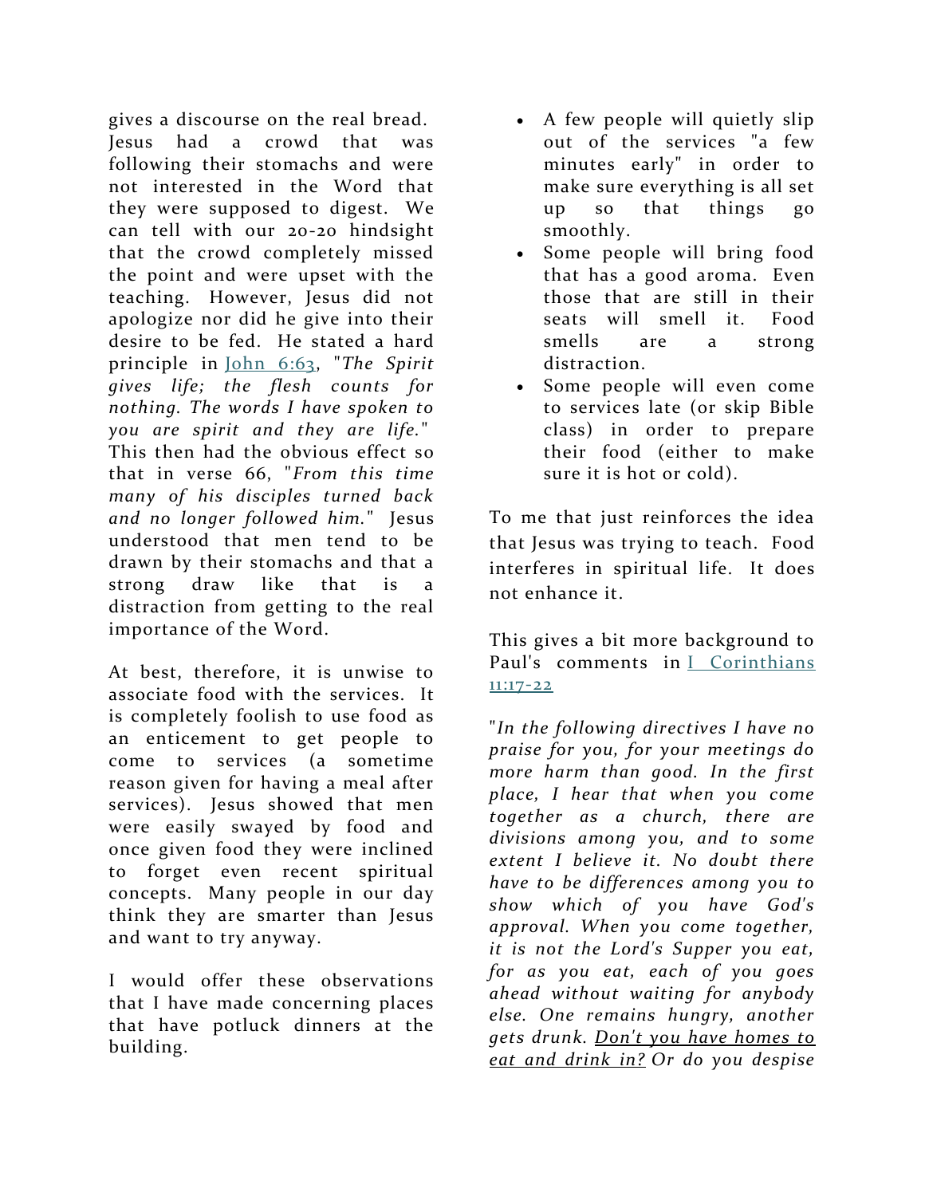gives a discourse on the real bread. Jesus had a crowd that was following their stomachs and were not interested in the Word that they were supposed to digest. We can tell with our 20-20 hindsight that the crowd completely missed the point and were upset with the teaching. However, Jesus did not apologize nor did he give into their desire to be fed. He stated a hard principle in [John 6:63](), "*The Spirit gives life; the flesh counts for nothing. The words I have spoken to you are spirit and they are life.*" This then had the obvious effect so that in verse 66, "*From this time many of his disciples turned back and no longer followed him.*" Jesus understood that men tend to be drawn by their stomachs and that a strong draw like that is a distraction from getting to the real importance of the Word.

At best, therefore, it is unwise to associate food with the services. It is completely foolish to use food as an enticement to get people to come to services (a sometime reason given for having a meal after services). Jesus showed that men were easily swayed by food and once given food they were inclined to forget even recent spiritual concepts. Many people in our day think they are smarter than Jesus and want to try anyway.

I would offer these observations that I have made concerning places that have potluck dinners at the building.

- A few people will quietly slip out of the services "a few minutes early" in order to make sure everything is all set up so that things go smoothly.
- Some people will bring food that has a good aroma. Even those that are still in their seats will smell it. Food smells are a strong distraction.
- Some people will even come to services late (or skip Bible class) in order to prepare their food (either to make sure it is hot or cold).

To me that just reinforces the idea that Jesus was trying to teach. Food interferes in spiritual life. It does not enhance it.

This gives a bit more background to Paul's comments in [I Corinthians 11:17-22]()

"*In the following directives I have no praise for you, for your meetings do more harm than good. In the first place, I hear that when you come together as a church, there are divisions among you, and to some extent I believe it. No doubt there have to be differences among you to show which of you have God's approval. When you come together, it is not the Lord's Supper you eat, for as you eat, each of you goes ahead without waiting for anybody else. One remains hungry, another gets drunk. <u>Don't you have homes to eat and drink in?</u> Or do you despise*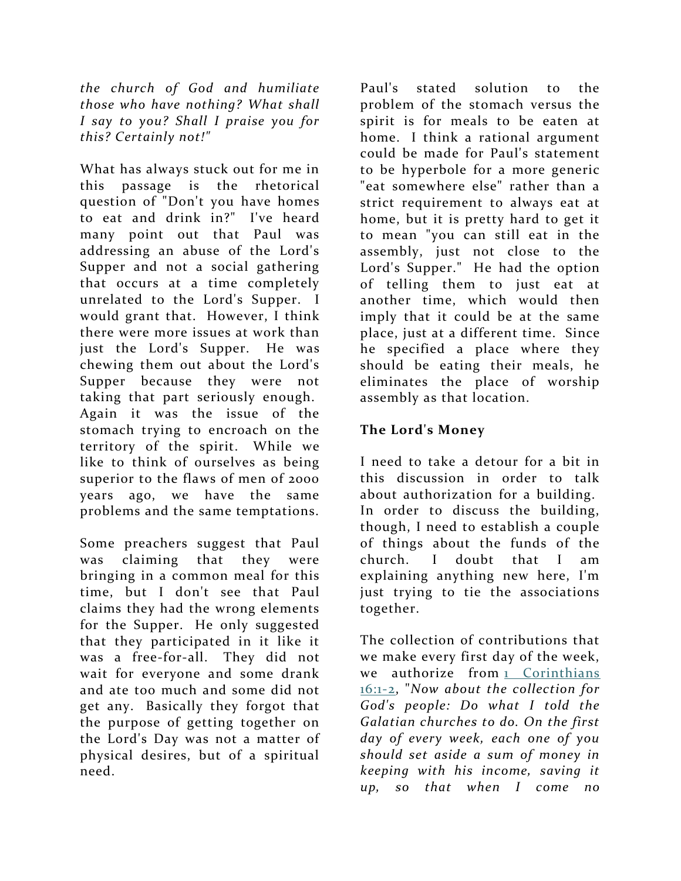*the church of God and humiliate those who have nothing? What shall I say to you? Shall I praise you for this? Certainly not!"*

What has always stuck out for me in this passage is the rhetorical question of "Don't you have homes to eat and drink in?" I've heard many point out that Paul was addressing an abuse of the Lord's Supper and not a social gathering that occurs at a time completely unrelated to the Lord's Supper. I would grant that. However, I think there were more issues at work than just the Lord's Supper. He was chewing them out about the Lord's Supper because they were not taking that part seriously enough. Again it was the issue of the stomach trying to encroach on the territory of the spirit. While we like to think of ourselves as being superior to the flaws of men of 2000 years ago, we have the same problems and the same temptations.

Some preachers suggest that Paul was claiming that they were bringing in a common meal for this time, but I don't see that Paul claims they had the wrong elements for the Supper. He only suggested that they participated in it like it was a free-for-all. They did not wait for everyone and some drank and ate too much and some did not get any. Basically they forgot that the purpose of getting together on the Lord's Day was not a matter of physical desires, but of a spiritual need.

Paul's stated solution to the problem of the stomach versus the spirit is for meals to be eaten at home. I think a rational argument could be made for Paul's statement to be hyperbole for a more generic "eat somewhere else" rather than a strict requirement to always eat at home, but it is pretty hard to get it to mean "you can still eat in the assembly, just not close to the Lord's Supper." He had the option of telling them to just eat at another time, which would then imply that it could be at the same place, just at a different time. Since he specified a place where they should be eating their meals, he eliminates the place of worship assembly as that location.

**The Lord's Money**

I need to take a detour for a bit in this discussion in order to talk about authorization for a building. In order to discuss the building, though, I need to establish a couple of things about the funds of the church. I doubt that I am explaining anything new here, I'm just trying to tie the associations together.

The collection of contributions that we make every first day of the week, we authorize from 1 Corinthians 16:1-2, *"Now about the collection for God's people: Do what I told the Galatian churches to do. On the first day of every week, each one of you should set aside a sum of money in keeping with his income, saving it up, so that when I come no*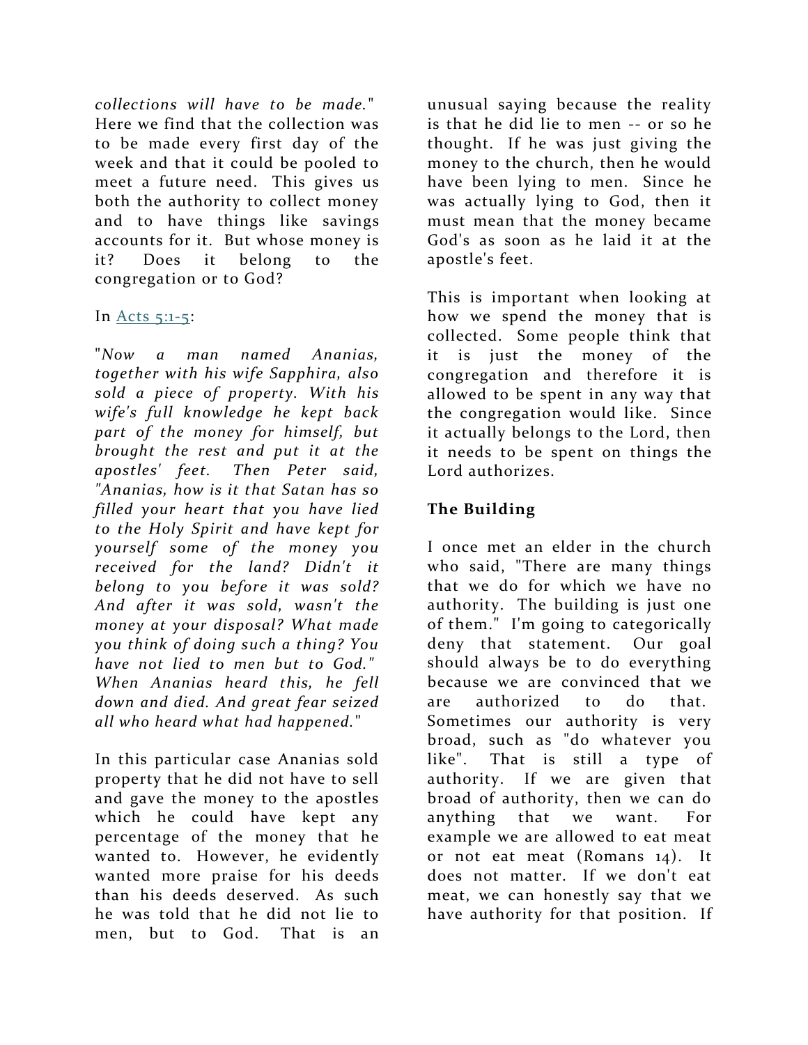*collections will have to be made.*" Here we find that the collection was to be made every first day of the week and that it could be pooled to meet a future need. This gives us both the authority to collect money and to have things like savings accounts for it. But whose money is it? Does it belong to the congregation or to God?

In Acts 5:1-5:

"*Now a man named Ananias, together with his wife Sapphira, also sold a piece of property. With his wife's full knowledge he kept back part of the money for himself, but brought the rest and put it at the apostles' feet. Then Peter said, "Ananias, how is it that Satan has so filled your heart that you have lied to the Holy Spirit and have kept for yourself some of the money you received for the land? Didn't it belong to you before it was sold? And after it was sold, wasn't the money at your disposal? What made you think of doing such a thing? You have not lied to men but to God." When Ananias heard this, he fell down and died. And great fear seized all who heard what had happened.*"

In this particular case Ananias sold property that he did not have to sell and gave the money to the apostles which he could have kept any percentage of the money that he wanted to. However, he evidently wanted more praise for his deeds than his deeds deserved. As such he was told that he did not lie to men, but to God. That is an unusual saying because the reality is that he did lie to men -- or so he thought. If he was just giving the money to the church, then he would have been lying to men. Since he was actually lying to God, then it must mean that the money became God's as soon as he laid it at the apostle's feet.

This is important when looking at how we spend the money that is collected. Some people think that it is just the money of the congregation and therefore it is allowed to be spent in any way that the congregation would like. Since it actually belongs to the Lord, then it needs to be spent on things the Lord authorizes.

**The Building**

I once met an elder in the church who said, "There are many things that we do for which we have no authority. The building is just one of them." I'm going to categorically deny that statement. Our goal should always be to do everything because we are convinced that we are authorized to do that. Sometimes our authority is very broad, such as "do whatever you like". That is still a type of authority. If we are given that broad of authority, then we can do anything that we want. For example we are allowed to eat meat or not eat meat (Romans 14). It does not matter. If we don't eat meat, we can honestly say that we have authority for that position. If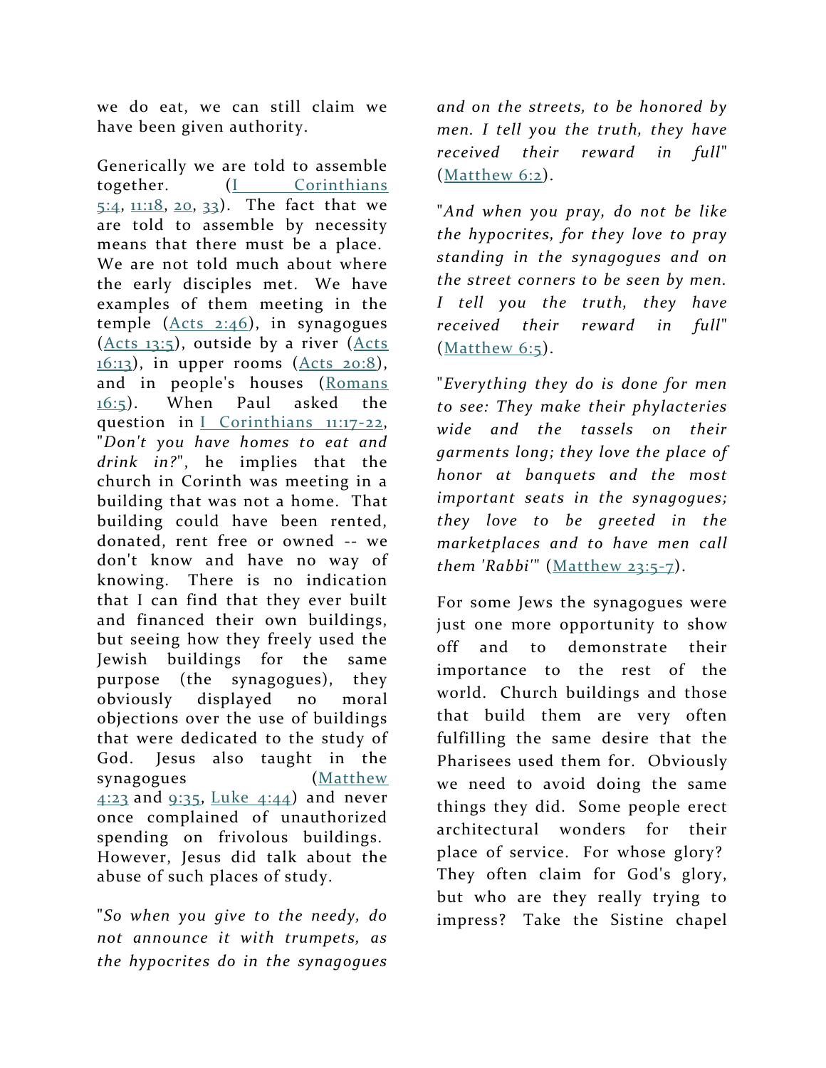we do eat, we can still claim we have been given authority.

Generically we are told to assemble together. (I Corinthians 5:4, 11:18, 20, 33). The fact that we are told to assemble by necessity means that there must be a place. We are not told much about where the early disciples met. We have examples of them meeting in the temple (Acts 2:46), in synagogues (Acts 13:5), outside by a river (Acts 16:13), in upper rooms (Acts 20:8), and in people's houses (Romans 16:5). When Paul asked the question in I Corinthians 11:17-22, "*Don't you have homes to eat and drink in?*", he implies that the church in Corinth was meeting in a building that was not a home. That building could have been rented, donated, rent free or owned -- we don't know and have no way of knowing. There is no indication that I can find that they ever built and financed their own buildings, but seeing how they freely used the Jewish buildings for the same purpose (the synagogues), they obviously displayed no moral objections over the use of buildings that were dedicated to the study of God. Jesus also taught in the synagogues (Matthew 4:23 and 9:35, Luke 4:44) and never once complained of unauthorized spending on frivolous buildings. However, Jesus did talk about the abuse of such places of study.

"*So when you give to the needy, do not announce it with trumpets, as the hypocrites do in the synagogues and on the streets, to be honored by men. I tell you the truth, they have received their reward in full*" (Matthew 6:2).

"*And when you pray, do not be like the hypocrites, for they love to pray standing in the synagogues and on the street corners to be seen by men. I tell you the truth, they have received their reward in full*" (Matthew 6:5).

"*Everything they do is done for men to see: They make their phylacteries wide and the tassels on their garments long; they love the place of honor at banquets and the most important seats in the synagogues; they love to be greeted in the marketplaces and to have men call them 'Rabbi'*" (Matthew 23:5-7).

For some Jews the synagogues were just one more opportunity to show off and to demonstrate their importance to the rest of the world. Church buildings and those that build them are very often fulfilling the same desire that the Pharisees used them for. Obviously we need to avoid doing the same things they did. Some people erect architectural wonders for their place of service. For whose glory? They often claim for God's glory, but who are they really trying to impress? Take the Sistine chapel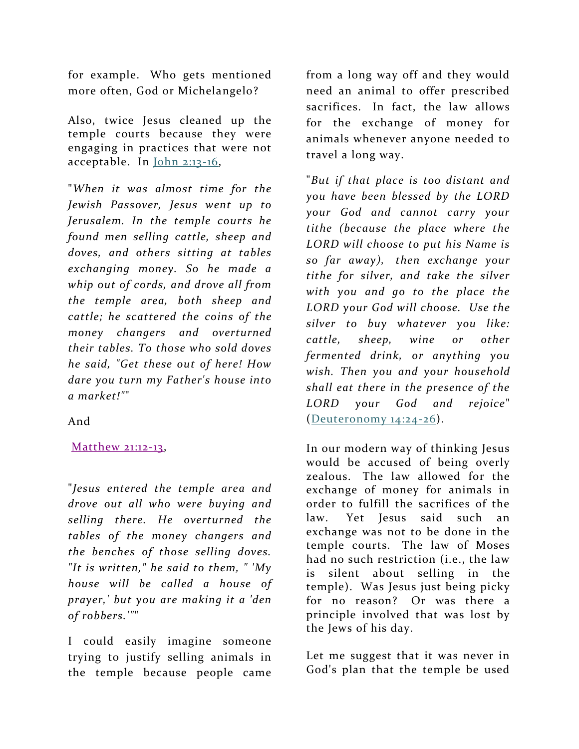for example. Who gets mentioned more often, God or Michelangelo?

Also, twice Jesus cleaned up the temple courts because they were engaging in practices that were not acceptable. In John 2:13-16,

"*When it was almost time for the Jewish Passover, Jesus went up to Jerusalem. In the temple courts he found men selling cattle, sheep and doves, and others sitting at tables exchanging money. So he made a whip out of cords, and drove all from the temple area, both sheep and cattle; he scattered the coins of the money changers and overturned their tables. To those who sold doves he said, "Get these out of here! How dare you turn my Father's house into a market!"*"

And

Matthew 21:12-13,

"*Jesus entered the temple area and drove out all who were buying and selling there. He overturned the tables of the money changers and the benches of those selling doves. "It is written," he said to them, " 'My house will be called a house of prayer,' but you are making it a 'den of robbers.'*""

I could easily imagine someone trying to justify selling animals in the temple because people came from a long way off and they would need an animal to offer prescribed sacrifices. In fact, the law allows for the exchange of money for animals whenever anyone needed to travel a long way.

"*But if that place is too distant and you have been blessed by the LORD your God and cannot carry your tithe (because the place where the LORD will choose to put his Name is so far away), then exchange your tithe for silver, and take the silver with you and go to the place the LORD your God will choose. Use the silver to buy whatever you like: cattle, sheep, wine or other fermented drink, or anything you wish. Then you and your household shall eat there in the presence of the LORD your God and rejoice*" (Deuteronomy 14:24-26).

In our modern way of thinking Jesus would be accused of being overly zealous. The law allowed for the exchange of money for animals in order to fulfill the sacrifices of the law. Yet Jesus said such an exchange was not to be done in the temple courts. The law of Moses had no such restriction (i.e., the law is silent about selling in the temple). Was Jesus just being picky for no reason? Or was there a principle involved that was lost by the Jews of his day.

Let me suggest that it was never in God's plan that the temple be used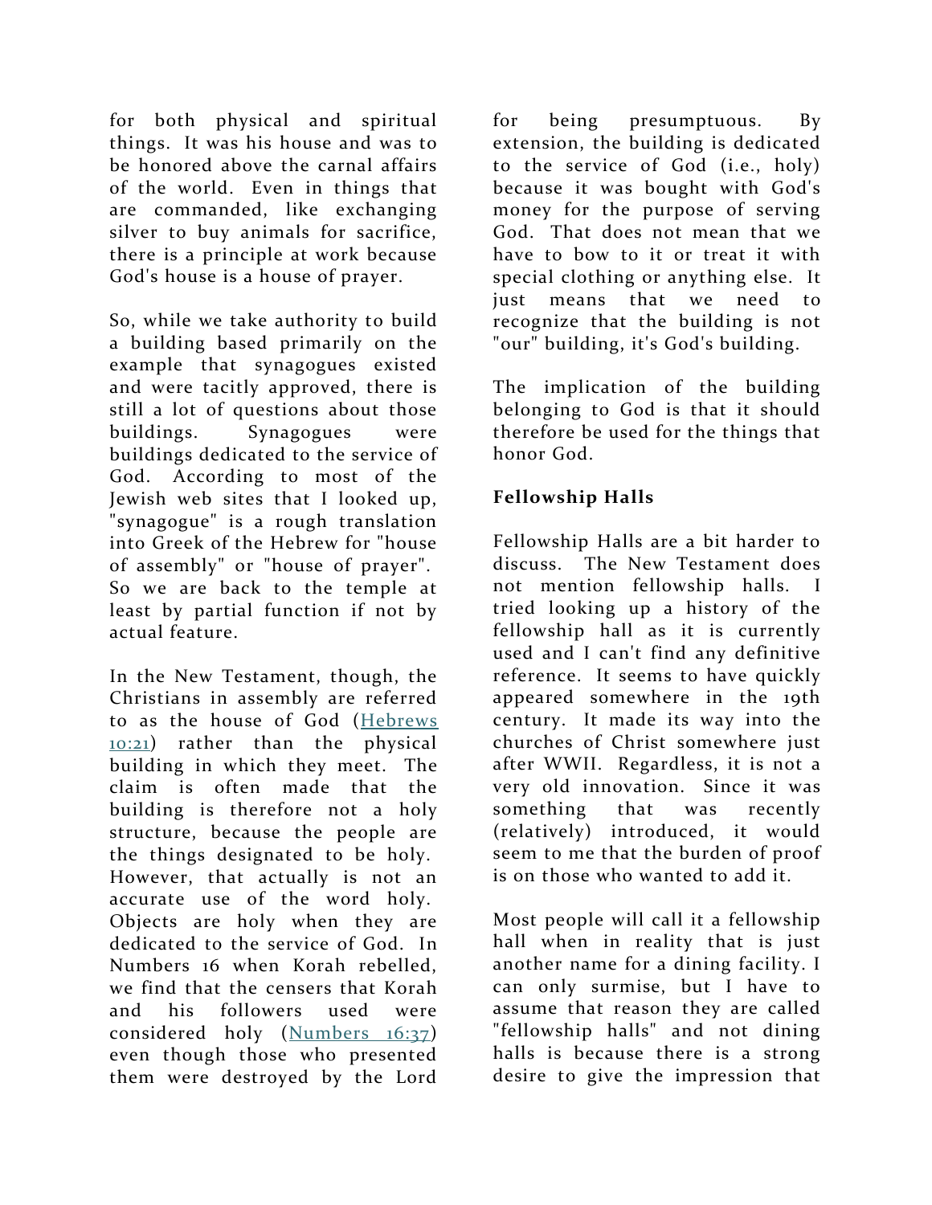for both physical and spiritual things. It was his house and was to be honored above the carnal affairs of the world. Even in things that are commanded, like exchanging silver to buy animals for sacrifice, there is a principle at work because God's house is a house of prayer.

So, while we take authority to build a building based primarily on the example that synagogues existed and were tacitly approved, there is still a lot of questions about those buildings. Synagogues were buildings dedicated to the service of God. According to most of the Jewish web sites that I looked up, "synagogue" is a rough translation into Greek of the Hebrew for "house of assembly" or "house of prayer". So we are back to the temple at least by partial function if not by actual feature.

In the New Testament, though, the Christians in assembly are referred to as the house of God (Hebrews 10:21) rather than the physical building in which they meet. The claim is often made that the building is therefore not a holy structure, because the people are the things designated to be holy. However, that actually is not an accurate use of the word holy. Objects are holy when they are dedicated to the service of God. In Numbers 16 when Korah rebelled, we find that the censers that Korah and his followers used were considered holy (Numbers 16:37) even though those who presented them were destroyed by the Lord for being presumptuous. By extension, the building is dedicated to the service of God (i.e., holy) because it was bought with God's money for the purpose of serving God. That does not mean that we have to bow to it or treat it with special clothing or anything else. It just means that we need to recognize that the building is not "our" building, it's God's building.

The implication of the building belonging to God is that it should therefore be used for the things that honor God.

**Fellowship Halls**

Fellowship Halls are a bit harder to discuss. The New Testament does not mention fellowship halls. I tried looking up a history of the fellowship hall as it is currently used and I can't find any definitive reference. It seems to have quickly appeared somewhere in the 19th century. It made its way into the churches of Christ somewhere just after WWII. Regardless, it is not a very old innovation. Since it was something that was recently (relatively) introduced, it would seem to me that the burden of proof is on those who wanted to add it.

Most people will call it a fellowship hall when in reality that is just another name for a dining facility. I can only surmise, but I have to assume that reason they are called "fellowship halls" and not dining halls is because there is a strong desire to give the impression that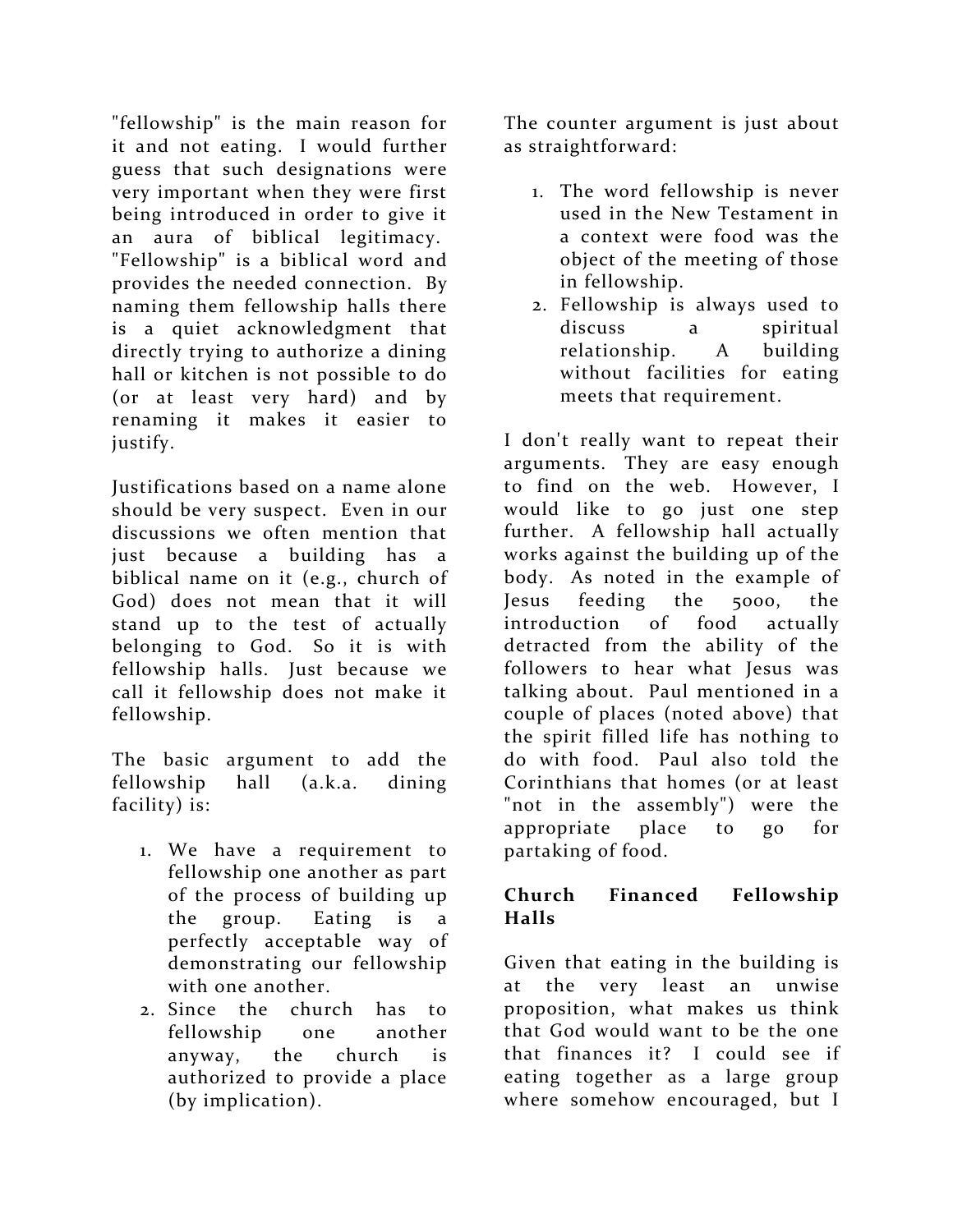"fellowship" is the main reason for it and not eating. I would further guess that such designations were very important when they were first being introduced in order to give it an aura of biblical legitimacy. "Fellowship" is a biblical word and provides the needed connection. By naming them fellowship halls there is a quiet acknowledgment that directly trying to authorize a dining hall or kitchen is not possible to do (or at least very hard) and by renaming it makes it easier to justify.

Justifications based on a name alone should be very suspect. Even in our discussions we often mention that just because a building has a biblical name on it (e.g., church of God) does not mean that it will stand up to the test of actually belonging to God. So it is with fellowship halls. Just because we call it fellowship does not make it fellowship.

The basic argument to add the fellowship hall (a.k.a. dining facility) is:

1. We have a requirement to fellowship one another as part of the process of building up the group. Eating is a perfectly acceptable way of demonstrating our fellowship with one another.
2. Since the church has to fellowship one another anyway, the church is authorized to provide a place (by implication).

The counter argument is just about as straightforward:

1. The word fellowship is never used in the New Testament in a context were food was the object of the meeting of those in fellowship.
2. Fellowship is always used to discuss a spiritual relationship. A building without facilities for eating meets that requirement.

I don't really want to repeat their arguments. They are easy enough to find on the web. However, I would like to go just one step further. A fellowship hall actually works against the building up of the body. As noted in the example of Jesus feeding the 5000, the introduction of food actually detracted from the ability of the followers to hear what Jesus was talking about. Paul mentioned in a couple of places (noted above) that the spirit filled life has nothing to do with food. Paul also told the Corinthians that homes (or at least "not in the assembly") were the appropriate place to go for partaking of food.

## Church Financed Fellowship Halls

Given that eating in the building is at the very least an unwise proposition, what makes us think that God would want to be the one that finances it? I could see if eating together as a large group where somehow encouraged, but I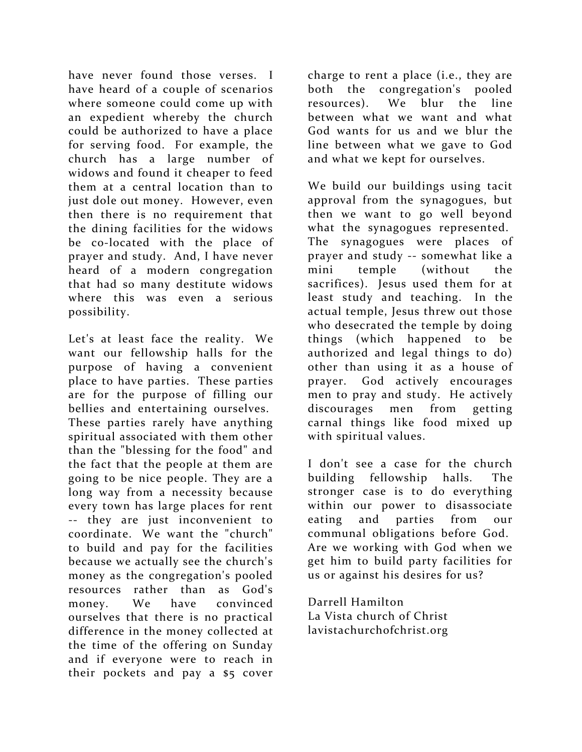have never found those verses. I have heard of a couple of scenarios where someone could come up with an expedient whereby the church could be authorized to have a place for serving food. For example, the church has a large number of widows and found it cheaper to feed them at a central location than to just dole out money. However, even then there is no requirement that the dining facilities for the widows be co-located with the place of prayer and study. And, I have never heard of a modern congregation that had so many destitute widows where this was even a serious possibility.

Let's at least face the reality. We want our fellowship halls for the purpose of having a convenient place to have parties. These parties are for the purpose of filling our bellies and entertaining ourselves. These parties rarely have anything spiritual associated with them other than the "blessing for the food" and the fact that the people at them are going to be nice people. They are a long way from a necessity because every town has large places for rent -- they are just inconvenient to coordinate. We want the "church" to build and pay for the facilities because we actually see the church's money as the congregation's pooled resources rather than as God's money. We have convinced ourselves that there is no practical difference in the money collected at the time of the offering on Sunday and if everyone were to reach in their pockets and pay a $5 cover charge to rent a place (i.e., they are both the congregation's pooled resources). We blur the line between what we want and what God wants for us and we blur the line between what we gave to God and what we kept for ourselves.

We build our buildings using tacit approval from the synagogues, but then we want to go well beyond what the synagogues represented. The synagogues were places of prayer and study -- somewhat like a mini temple (without the sacrifices). Jesus used them for at least study and teaching. In the actual temple, Jesus threw out those who desecrated the temple by doing things (which happened to be authorized and legal things to do) other than using it as a house of prayer. God actively encourages men to pray and study. He actively discourages men from getting carnal things like food mixed up with spiritual values.

I don't see a case for the church building fellowship halls. The stronger case is to do everything within our power to disassociate eating and parties from our communal obligations before God. Are we working with God when we get him to build party facilities for us or against his desires for us?

Darrell Hamilton
La Vista church of Christ
lavistachurchofchrist.org